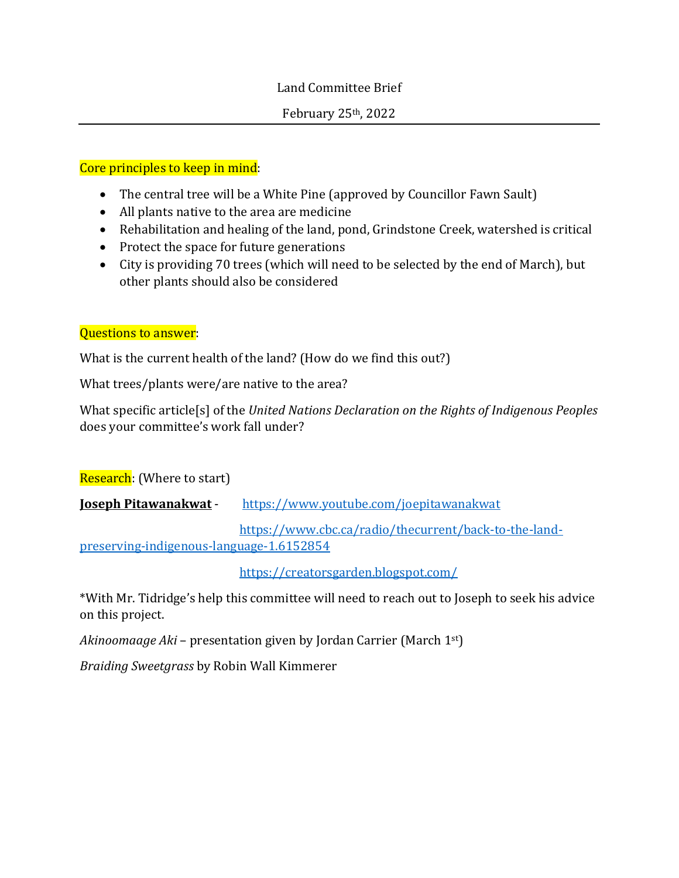Land Committee Brief

February 25th, 2022

---

Core principles to keep in mind:

- The central tree will be a White Pine (approved by Councillor Fawn Sault)
- All plants native to the area are medicine
- Rehabilitation and healing of the land, pond, Grindstone Creek, watershed is critical
- Protect the space for future generations
- City is providing 70 trees (which will need to be selected by the end of March), but other plants should also be considered

Questions to answer:

What is the current health of the land? (How do we find this out?)

What trees/plants were/are native to the area?

What specific article[s] of the *United Nations Declaration on the Rights of Indigenous Peoples* does your committee's work fall under?

Research: (Where to start)

**Joseph Pitawanakwat** - https://www.youtube.com/joepitawanakwat

https://www.cbc.ca/radio/thecurrent/back-to-the-land-preserving-indigenous-language-1.6152854

https://creatorsgarden.blogspot.com/

*With Mr. Tidridge's help this committee will need to reach out to Joseph to seek his advice on this project.

*Akinoomaage Aki* – presentation given by Jordan Carrier (March 1st)

*Braiding Sweetgrass* by Robin Wall Kimmerer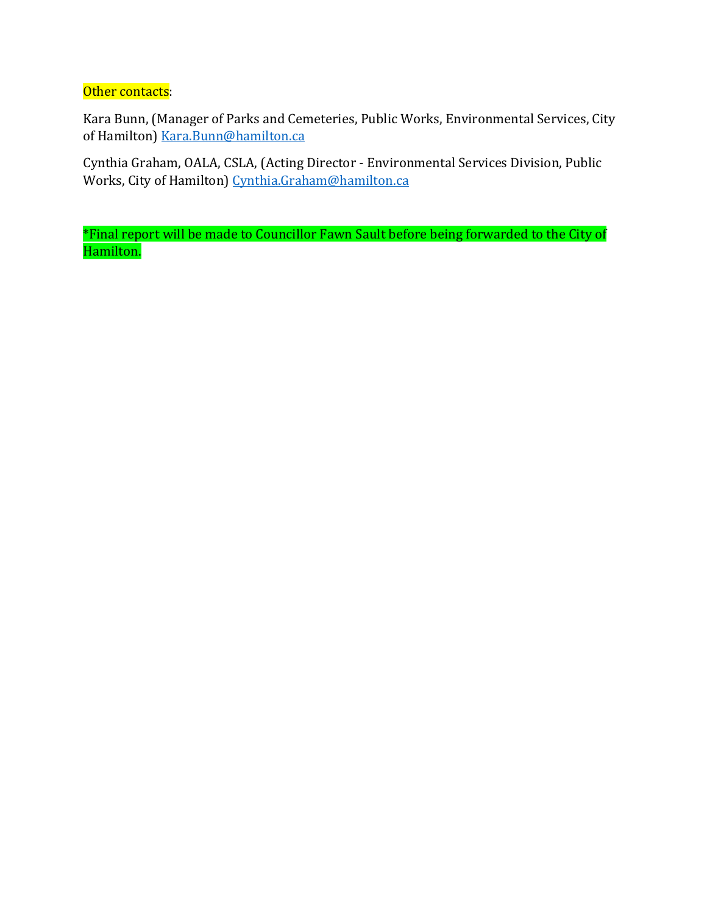Other contacts:

Kara Bunn, (Manager of Parks and Cemeteries, Public Works, Environmental Services, City of Hamilton) Kara.Bunn@hamilton.ca

Cynthia Graham, OALA, CSLA, (Acting Director - Environmental Services Division, Public Works, City of Hamilton) Cynthia.Graham@hamilton.ca

*Final report will be made to Councillor Fawn Sault before being forwarded to the City of Hamilton.